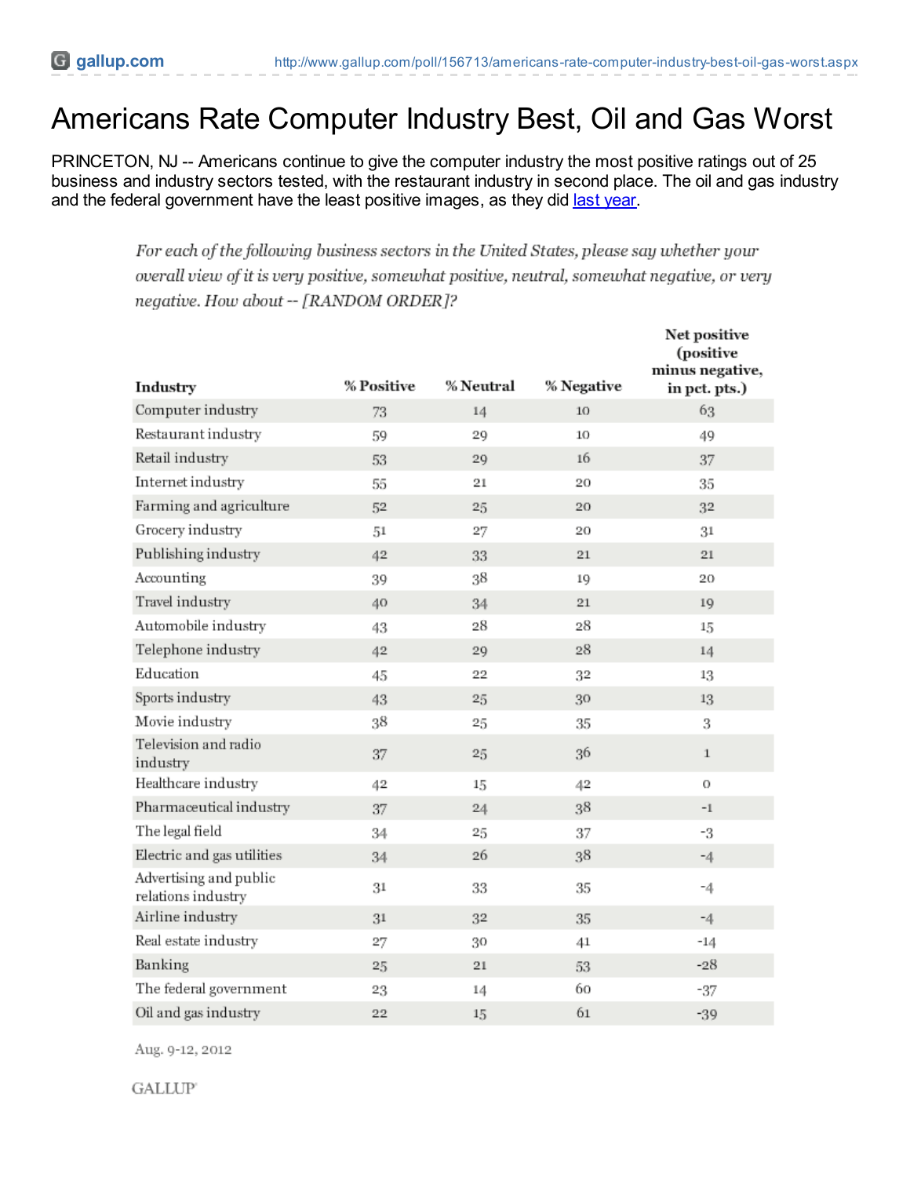# Americans Rate Computer Industry Best, Oil and Gas Worst

PRINCETON, NJ -- Americans continue to give the computer industry the most positive ratings out of 25 business and industry sectors tested, with the restaurant industry in second place. The oil and gas industry and the federal government have the least positive images, as they did last year.

*For each of the following business sectors in the United States, please say whether your overall view of it is very positive, somewhat positive, neutral, somewhat negative, or very negative. How about -- [RANDOM ORDER]?*

| Industry | % Positive | % Neutral | % Negative | Net positive (positive minus negative, in pct. pts.) |
|---|---|---|---|---|
| Computer industry | 73 | 14 | 10 | 63 |
| Restaurant industry | 59 | 29 | 10 | 49 |
| Retail industry | 53 | 29 | 16 | 37 |
| Internet industry | 55 | 21 | 20 | 35 |
| Farming and agriculture | 52 | 25 | 20 | 32 |
| Grocery industry | 51 | 27 | 20 | 31 |
| Publishing industry | 42 | 33 | 21 | 21 |
| Accounting | 39 | 38 | 19 | 20 |
| Travel industry | 40 | 34 | 21 | 19 |
| Automobile industry | 43 | 28 | 28 | 15 |
| Telephone industry | 42 | 29 | 28 | 14 |
| Education | 45 | 22 | 32 | 13 |
| Sports industry | 43 | 25 | 30 | 13 |
| Movie industry | 38 | 25 | 35 | 3 |
| Television and radio industry | 37 | 25 | 36 | 1 |
| Healthcare industry | 42 | 15 | 42 | 0 |
| Pharmaceutical industry | 37 | 24 | 38 | -1 |
| The legal field | 34 | 25 | 37 | -3 |
| Electric and gas utilities | 34 | 26 | 38 | -4 |
| Advertising and public relations industry | 31 | 33 | 35 | -4 |
| Airline industry | 31 | 32 | 35 | -4 |
| Real estate industry | 27 | 30 | 41 | -14 |
| Banking | 25 | 21 | 53 | -28 |
| The federal government | 23 | 14 | 60 | -37 |
| Oil and gas industry | 22 | 15 | 61 | -39 |

Aug. 9-12, 2012

GALLUP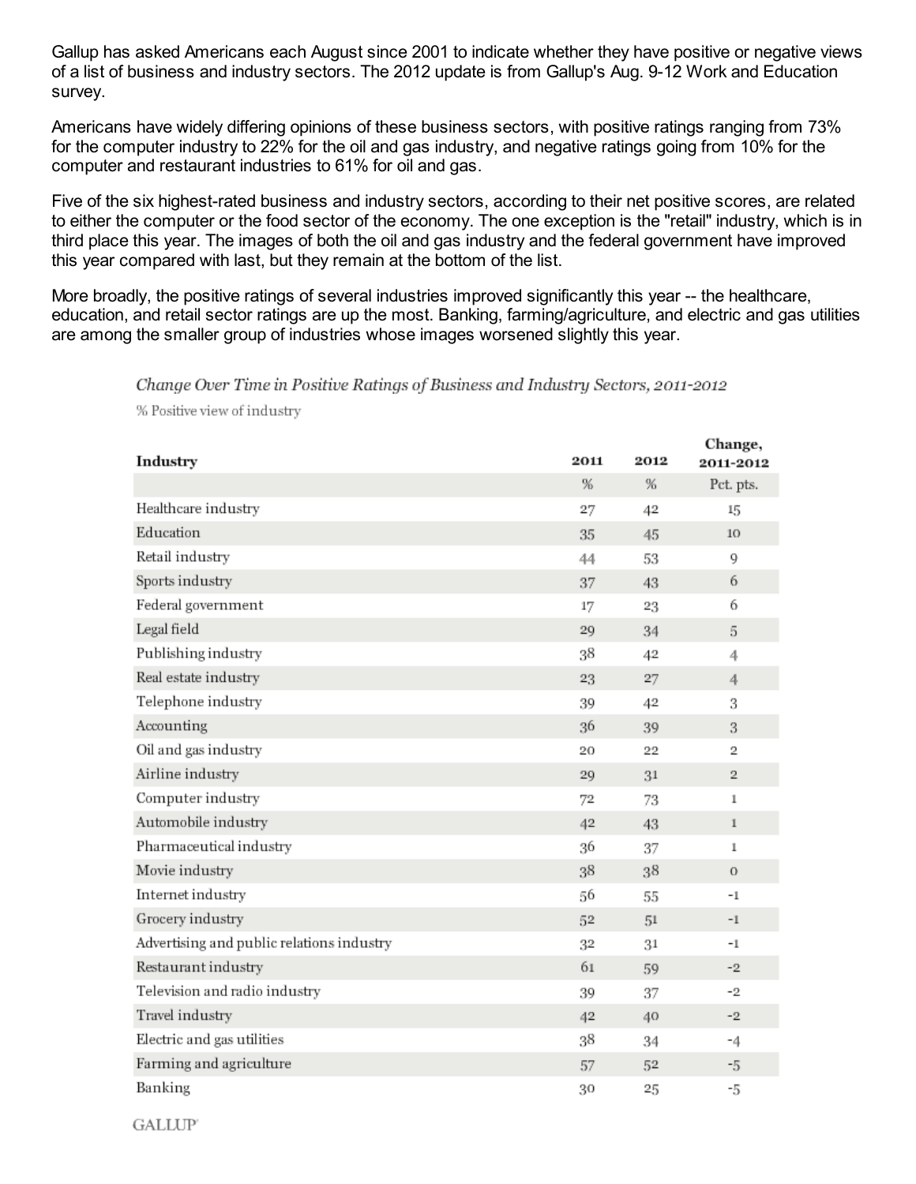Gallup has asked Americans each August since 2001 to indicate whether they have positive or negative views of a list of business and industry sectors. The 2012 update is from Gallup's Aug. 9-12 Work and Education survey.

Americans have widely differing opinions of these business sectors, with positive ratings ranging from 73% for the computer industry to 22% for the oil and gas industry, and negative ratings going from 10% for the computer and restaurant industries to 61% for oil and gas.

Five of the six highest-rated business and industry sectors, according to their net positive scores, are related to either the computer or the food sector of the economy. The one exception is the "retail" industry, which is in third place this year. The images of both the oil and gas industry and the federal government have improved this year compared with last, but they remain at the bottom of the list.

More broadly, the positive ratings of several industries improved significantly this year -- the healthcare, education, and retail sector ratings are up the most. Banking, farming/agriculture, and electric and gas utilities are among the smaller group of industries whose images worsened slightly this year.

*Change Over Time in Positive Ratings of Business and Industry Sectors, 2011-2012*

% Positive view of industry

| Industry | 2011 | 2012 | Change, 2011-2012 |
|---|---|---|---|
| | % | % | Pct. pts. |
| Healthcare industry | 27 | 42 | 15 |
| Education | 35 | 45 | 10 |
| Retail industry | 44 | 53 | 9 |
| Sports industry | 37 | 43 | 6 |
| Federal government | 17 | 23 | 6 |
| Legal field | 29 | 34 | 5 |
| Publishing industry | 38 | 42 | 4 |
| Real estate industry | 23 | 27 | 4 |
| Telephone industry | 39 | 42 | 3 |
| Accounting | 36 | 39 | 3 |
| Oil and gas industry | 20 | 22 | 2 |
| Airline industry | 29 | 31 | 2 |
| Computer industry | 72 | 73 | 1 |
| Automobile industry | 42 | 43 | 1 |
| Pharmaceutical industry | 36 | 37 | 1 |
| Movie industry | 38 | 38 | 0 |
| Internet industry | 56 | 55 | -1 |
| Grocery industry | 52 | 51 | -1 |
| Advertising and public relations industry | 32 | 31 | -1 |
| Restaurant industry | 61 | 59 | -2 |
| Television and radio industry | 39 | 37 | -2 |
| Travel industry | 42 | 40 | -2 |
| Electric and gas utilities | 38 | 34 | -4 |
| Farming and agriculture | 57 | 52 | -5 |
| Banking | 30 | 25 | -5 |

GALLUP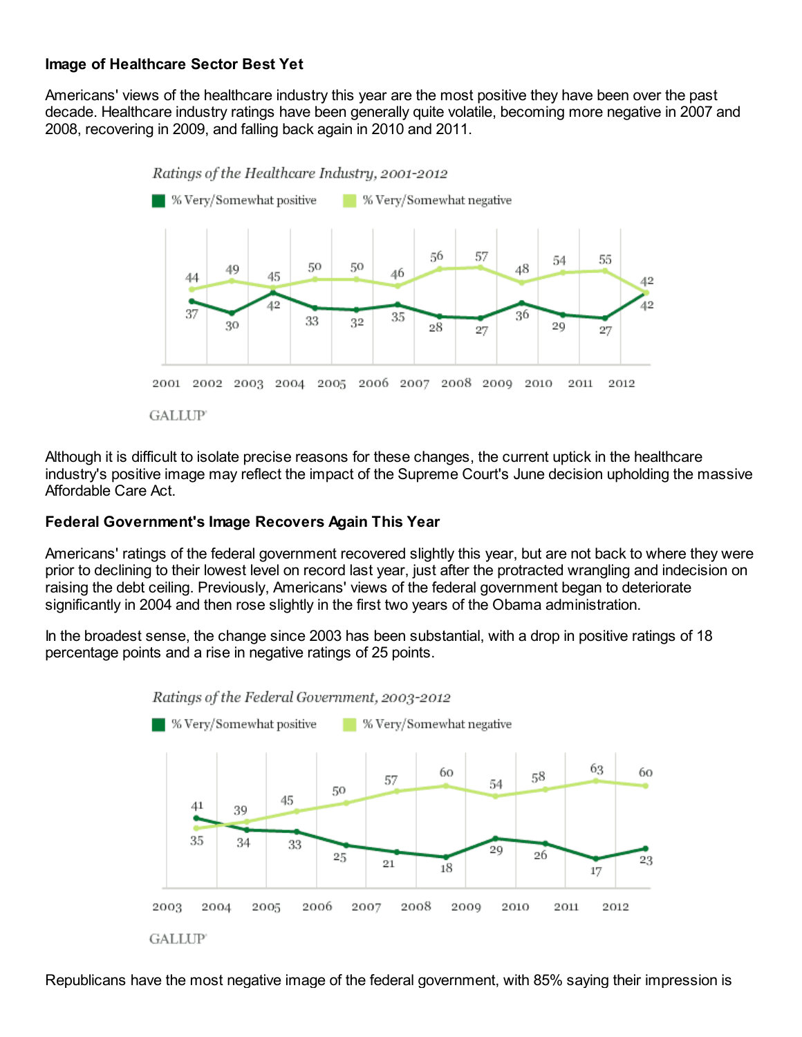**Image of Healthcare Sector Best Yet**

Americans' views of the healthcare industry this year are the most positive they have been over the past decade. Healthcare industry ratings have been generally quite volatile, becoming more negative in 2007 and 2008, recovering in 2009, and falling back again in 2010 and 2011.

*Ratings of the Healthcare Industry, 2001-2012*

| Year | % Very/Somewhat positive | % Very/Somewhat negative |
|---|---|---|
| 2001 | 37 | 44 |
| 2002 | 30 | 49 |
| 2003 | 42 | 45 |
| 2004 | 33 | 50 |
| 2005 | 32 | 50 |
| 2006 | 35 | 46 |
| 2007 | 28 | 56 |
| 2008 | 27 | 57 |
| 2009 | 36 | 48 |
| 2010 | 29 | 54 |
| 2011 | 27 | 55 |
| 2012 | 42 | 42 |

GALLUP

Although it is difficult to isolate precise reasons for these changes, the current uptick in the healthcare industry's positive image may reflect the impact of the Supreme Court's June decision upholding the massive Affordable Care Act.

**Federal Government's Image Recovers Again This Year**

Americans' ratings of the federal government recovered slightly this year, but are not back to where they were prior to declining to their lowest level on record last year, just after the protracted wrangling and indecision on raising the debt ceiling. Previously, Americans' views of the federal government began to deteriorate significantly in 2004 and then rose slightly in the first two years of the Obama administration.

In the broadest sense, the change since 2003 has been substantial, with a drop in positive ratings of 18 percentage points and a rise in negative ratings of 25 points.

*Ratings of the Federal Government, 2003-2012*

| Year | % Very/Somewhat positive | % Very/Somewhat negative |
|---|---|---|
| 2003 | 41 | 35 |
| 2004 | 34 | 39 |
| 2005 | 33 | 45 |
| 2006 | 25 | 50 |
| 2007 | 21 | 57 |
| 2008 | 18 | 60 |
| 2009 | 29 | 54 |
| 2010 | 26 | 58 |
| 2011 | 17 | 63 |
| 2012 | 23 | 60 |

GALLUP

Republicans have the most negative image of the federal government, with 85% saying their impression is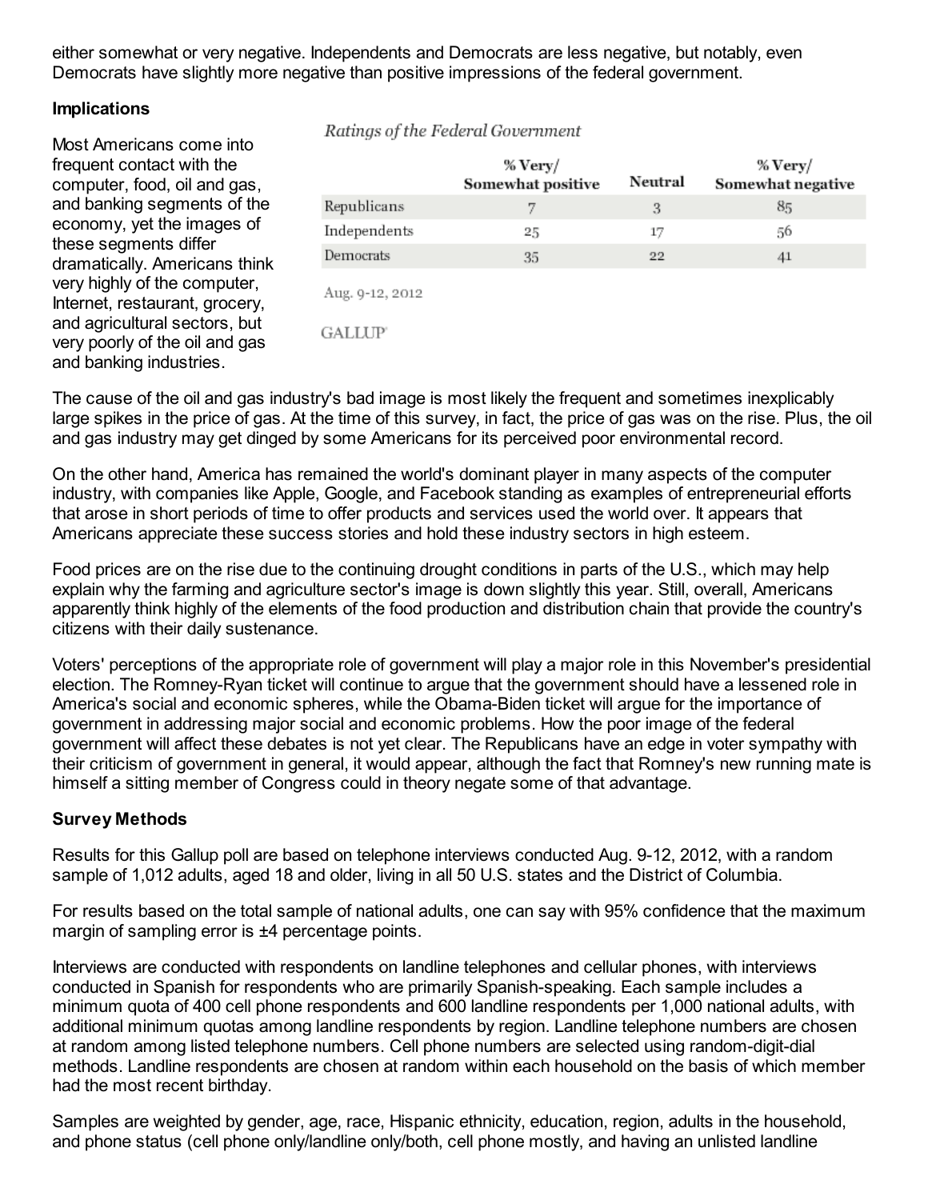either somewhat or very negative. Independents and Democrats are less negative, but notably, even Democrats have slightly more negative than positive impressions of the federal government.

**Implications**

*Ratings of the Federal Government*

| | % Very/ Somewhat positive | Neutral | % Very/ Somewhat negative |
|---|---|---|---|
| Republicans | 7 | 3 | 85 |
| Independents | 25 | 17 | 56 |
| Democrats | 35 | 22 | 41 |

Aug. 9-12, 2012

GALLUP

Most Americans come into frequent contact with the computer, food, oil and gas, and banking segments of the economy, yet the images of these segments differ dramatically. Americans think very highly of the computer, Internet, restaurant, grocery, and agricultural sectors, but very poorly of the oil and gas and banking industries.

The cause of the oil and gas industry's bad image is most likely the frequent and sometimes inexplicably large spikes in the price of gas. At the time of this survey, in fact, the price of gas was on the rise. Plus, the oil and gas industry may get dinged by some Americans for its perceived poor environmental record.

On the other hand, America has remained the world's dominant player in many aspects of the computer industry, with companies like Apple, Google, and Facebook standing as examples of entrepreneurial efforts that arose in short periods of time to offer products and services used the world over. It appears that Americans appreciate these success stories and hold these industry sectors in high esteem.

Food prices are on the rise due to the continuing drought conditions in parts of the U.S., which may help explain why the farming and agriculture sector's image is down slightly this year. Still, overall, Americans apparently think highly of the elements of the food production and distribution chain that provide the country's citizens with their daily sustenance.

Voters' perceptions of the appropriate role of government will play a major role in this November's presidential election. The Romney-Ryan ticket will continue to argue that the government should have a lessened role in America's social and economic spheres, while the Obama-Biden ticket will argue for the importance of government in addressing major social and economic problems. How the poor image of the federal government will affect these debates is not yet clear. The Republicans have an edge in voter sympathy with their criticism of government in general, it would appear, although the fact that Romney's new running mate is himself a sitting member of Congress could in theory negate some of that advantage.

**Survey Methods**

Results for this Gallup poll are based on telephone interviews conducted Aug. 9-12, 2012, with a random sample of 1,012 adults, aged 18 and older, living in all 50 U.S. states and the District of Columbia.

For results based on the total sample of national adults, one can say with 95% confidence that the maximum margin of sampling error is ±4 percentage points.

Interviews are conducted with respondents on landline telephones and cellular phones, with interviews conducted in Spanish for respondents who are primarily Spanish-speaking. Each sample includes a minimum quota of 400 cell phone respondents and 600 landline respondents per 1,000 national adults, with additional minimum quotas among landline respondents by region. Landline telephone numbers are chosen at random among listed telephone numbers. Cell phone numbers are selected using random-digit-dial methods. Landline respondents are chosen at random within each household on the basis of which member had the most recent birthday.

Samples are weighted by gender, age, race, Hispanic ethnicity, education, region, adults in the household, and phone status (cell phone only/landline only/both, cell phone mostly, and having an unlisted landline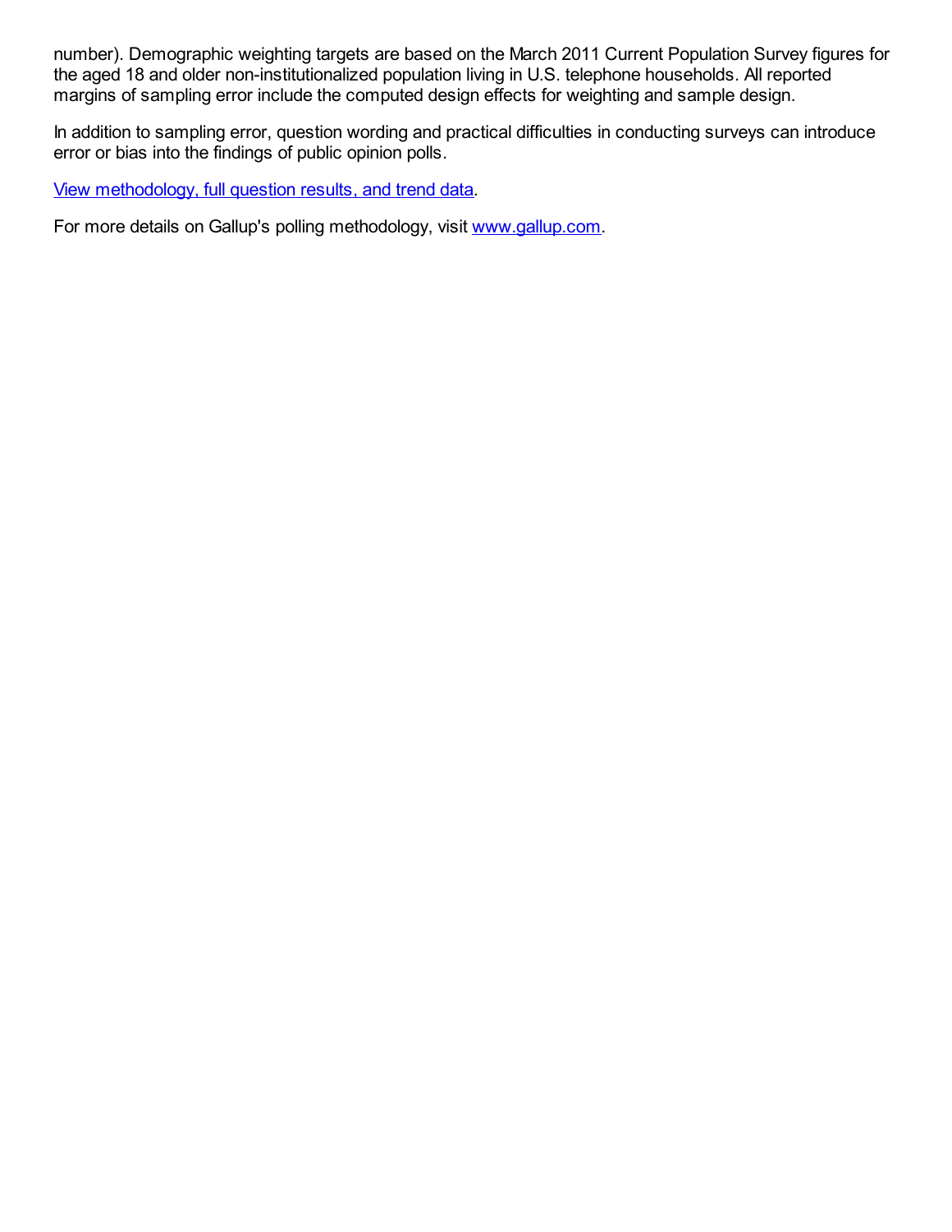number). Demographic weighting targets are based on the March 2011 Current Population Survey figures for the aged 18 and older non-institutionalized population living in U.S. telephone households. All reported margins of sampling error include the computed design effects for weighting and sample design.

In addition to sampling error, question wording and practical difficulties in conducting surveys can introduce error or bias into the findings of public opinion polls.

View methodology, full question results, and trend data.

For more details on Gallup's polling methodology, visit www.gallup.com.